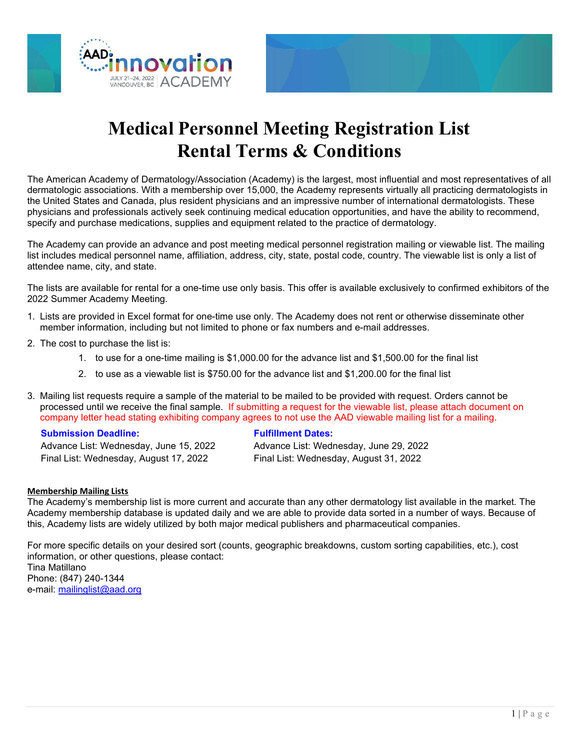# Medical Personnel Meeting Registration List Rental Terms & Conditions

The American Academy of Dermatology/Association (Academy) is the largest, most influential and most representatives of all dermatologic associations. With a membership over 15,000, the Academy represents virtually all practicing dermatologists in the United States and Canada, plus resident physicians and an impressive number of international dermatologists. These physicians and professionals actively seek continuing medical education opportunities, and have the ability to recommend, specify and purchase medications, supplies and equipment related to the practice of dermatology.

The Academy can provide an advance and post meeting medical personnel registration mailing or viewable list. The mailing list includes medical personnel name, affiliation, address, city, state, postal code, country. The viewable list is only a list of attendee name, city, and state.

The lists are available for rental for a one-time use only basis. This offer is available exclusively to confirmed exhibitors of the 2022 Summer Academy Meeting.

1. Lists are provided in Excel format for one-time use only. The Academy does not rent or otherwise disseminate other member information, including but not limited to phone or fax numbers and e-mail addresses.
2. The cost to purchase the list is:
    1. to use for a one-time mailing is $1,000.00 for the advance list and $1,500.00 for the final list
    2. to use as a viewable list is $750.00 for the advance list and $1,200.00 for the final list
3. Mailing list requests require a sample of the material to be mailed to be provided with request. Orders cannot be processed until we receive the final sample. If submitting a request for the viewable list, please attach document on company letter head stating exhibiting company agrees to not use the AAD viewable mailing list for a mailing.

**Submission Deadline:**
Advance List: Wednesday, June 15, 2022
Final List: Wednesday, August 17, 2022

**Fulfillment Dates:**
Advance List: Wednesday, June 29, 2022
Final List: Wednesday, August 31, 2022

**Membership Mailing Lists**

The Academy's membership list is more current and accurate than any other dermatology list available in the market. The Academy membership database is updated daily and we are able to provide data sorted in a number of ways. Because of this, Academy lists are widely utilized by both major medical publishers and pharmaceutical companies.

For more specific details on your desired sort (counts, geographic breakdowns, custom sorting capabilities, etc.), cost information, or other questions, please contact:
Tina Matillano
Phone: (847) 240-1344
e-mail: mailinglist@aad.org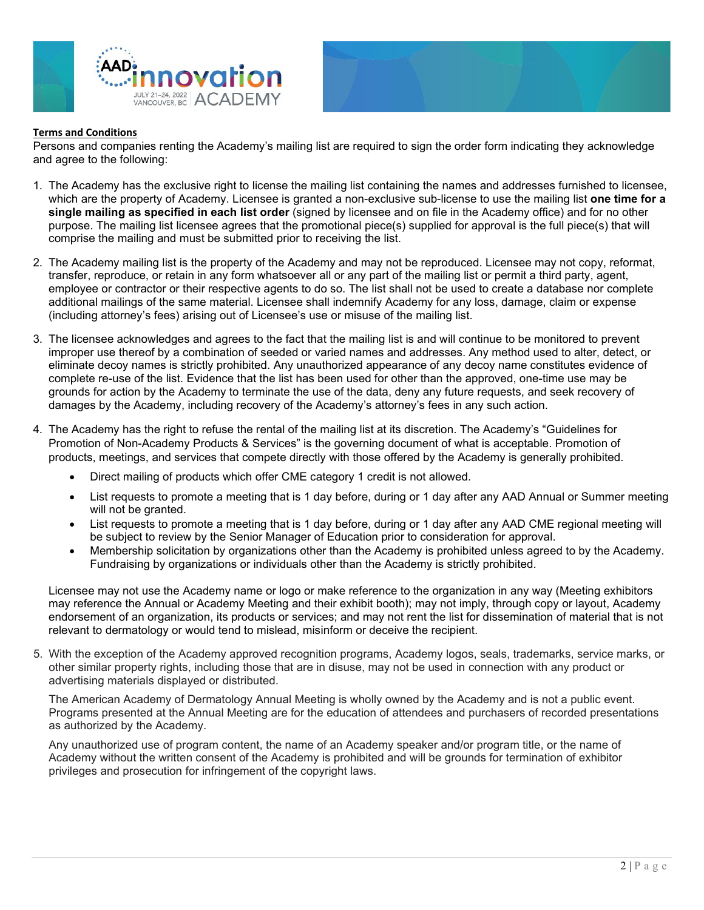**Terms and Conditions**

Persons and companies renting the Academy's mailing list are required to sign the order form indicating they acknowledge and agree to the following:

1. The Academy has the exclusive right to license the mailing list containing the names and addresses furnished to licensee, which are the property of Academy. Licensee is granted a non-exclusive sub-license to use the mailing list **one time for a single mailing as specified in each list order** (signed by licensee and on file in the Academy office) and for no other purpose. The mailing list licensee agrees that the promotional piece(s) supplied for approval is the full piece(s) that will comprise the mailing and must be submitted prior to receiving the list.

2. The Academy mailing list is the property of the Academy and may not be reproduced. Licensee may not copy, reformat, transfer, reproduce, or retain in any form whatsoever all or any part of the mailing list or permit a third party, agent, employee or contractor or their respective agents to do so. The list shall not be used to create a database nor complete additional mailings of the same material. Licensee shall indemnify Academy for any loss, damage, claim or expense (including attorney's fees) arising out of Licensee's use or misuse of the mailing list.

3. The licensee acknowledges and agrees to the fact that the mailing list is and will continue to be monitored to prevent improper use thereof by a combination of seeded or varied names and addresses. Any method used to alter, detect, or eliminate decoy names is strictly prohibited. Any unauthorized appearance of any decoy name constitutes evidence of complete re-use of the list. Evidence that the list has been used for other than the approved, one-time use may be grounds for action by the Academy to terminate the use of the data, deny any future requests, and seek recovery of damages by the Academy, including recovery of the Academy's attorney's fees in any such action.

4. The Academy has the right to refuse the rental of the mailing list at its discretion. The Academy's "Guidelines for Promotion of Non-Academy Products & Services" is the governing document of what is acceptable. Promotion of products, meetings, and services that compete directly with those offered by the Academy is generally prohibited.

   - Direct mailing of products which offer CME category 1 credit is not allowed.
   - List requests to promote a meeting that is 1 day before, during or 1 day after any AAD Annual or Summer meeting will not be granted.
   - List requests to promote a meeting that is 1 day before, during or 1 day after any AAD CME regional meeting will be subject to review by the Senior Manager of Education prior to consideration for approval.
   - Membership solicitation by organizations other than the Academy is prohibited unless agreed to by the Academy. Fundraising by organizations or individuals other than the Academy is strictly prohibited.

   Licensee may not use the Academy name or logo or make reference to the organization in any way (Meeting exhibitors may reference the Annual or Academy Meeting and their exhibit booth); may not imply, through copy or layout, Academy endorsement of an organization, its products or services; and may not rent the list for dissemination of material that is not relevant to dermatology or would tend to mislead, misinform or deceive the recipient.

5. With the exception of the Academy approved recognition programs, Academy logos, seals, trademarks, service marks, or other similar property rights, including those that are in disuse, may not be used in connection with any product or advertising materials displayed or distributed.

   The American Academy of Dermatology Annual Meeting is wholly owned by the Academy and is not a public event. Programs presented at the Annual Meeting are for the education of attendees and purchasers of recorded presentations as authorized by the Academy.

   Any unauthorized use of program content, the name of an Academy speaker and/or program title, or the name of Academy without the written consent of the Academy is prohibited and will be grounds for termination of exhibitor privileges and prosecution for infringement of the copyright laws.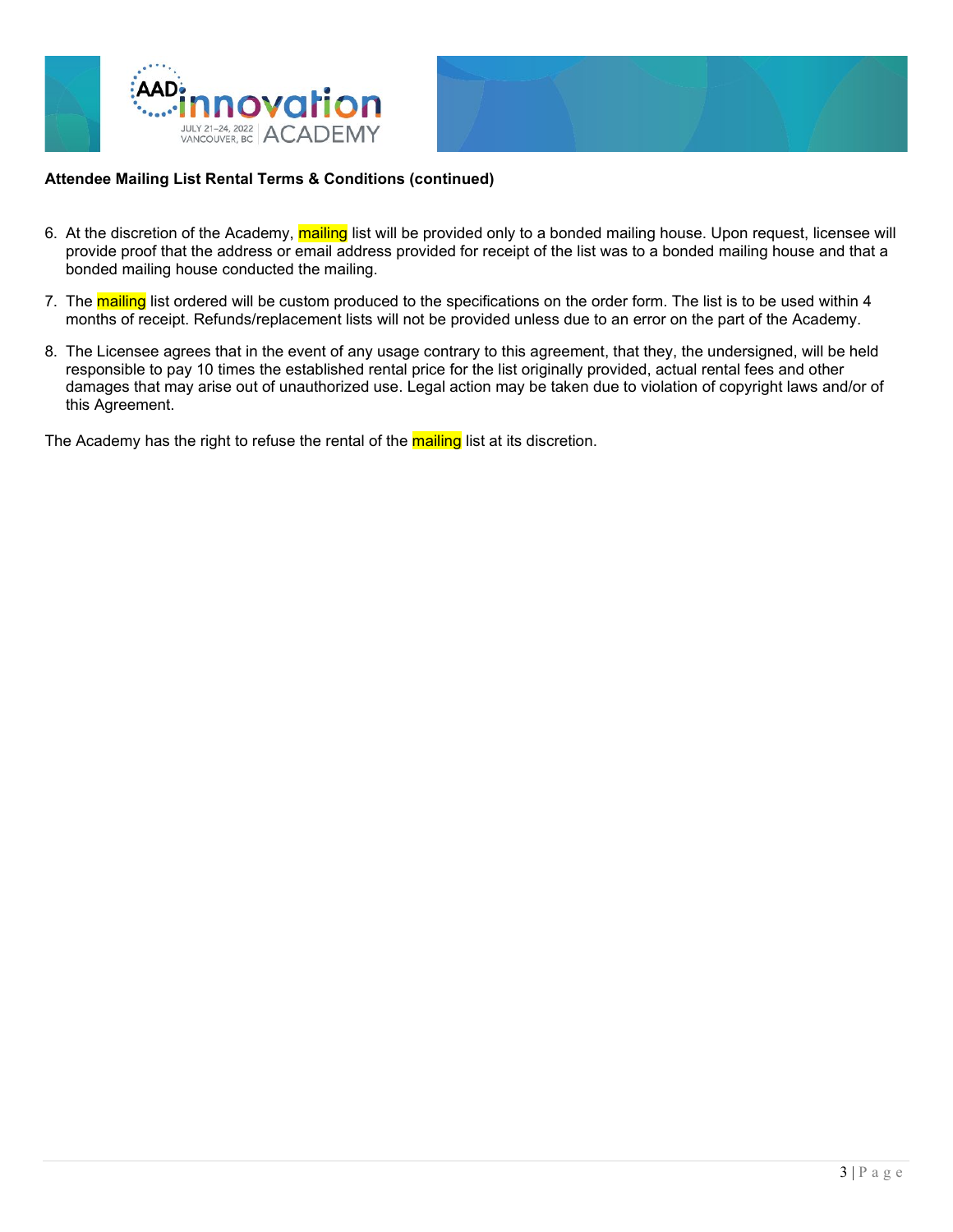**Attendee Mailing List Rental Terms & Conditions (continued)**

6. At the discretion of the Academy, mailing list will be provided only to a bonded mailing house. Upon request, licensee will provide proof that the address or email address provided for receipt of the list was to a bonded mailing house and that a bonded mailing house conducted the mailing.
7. The mailing list ordered will be custom produced to the specifications on the order form. The list is to be used within 4 months of receipt. Refunds/replacement lists will not be provided unless due to an error on the part of the Academy.
8. The Licensee agrees that in the event of any usage contrary to this agreement, that they, the undersigned, will be held responsible to pay 10 times the established rental price for the list originally provided, actual rental fees and other damages that may arise out of unauthorized use. Legal action may be taken due to violation of copyright laws and/or of this Agreement.

The Academy has the right to refuse the rental of the mailing list at its discretion.